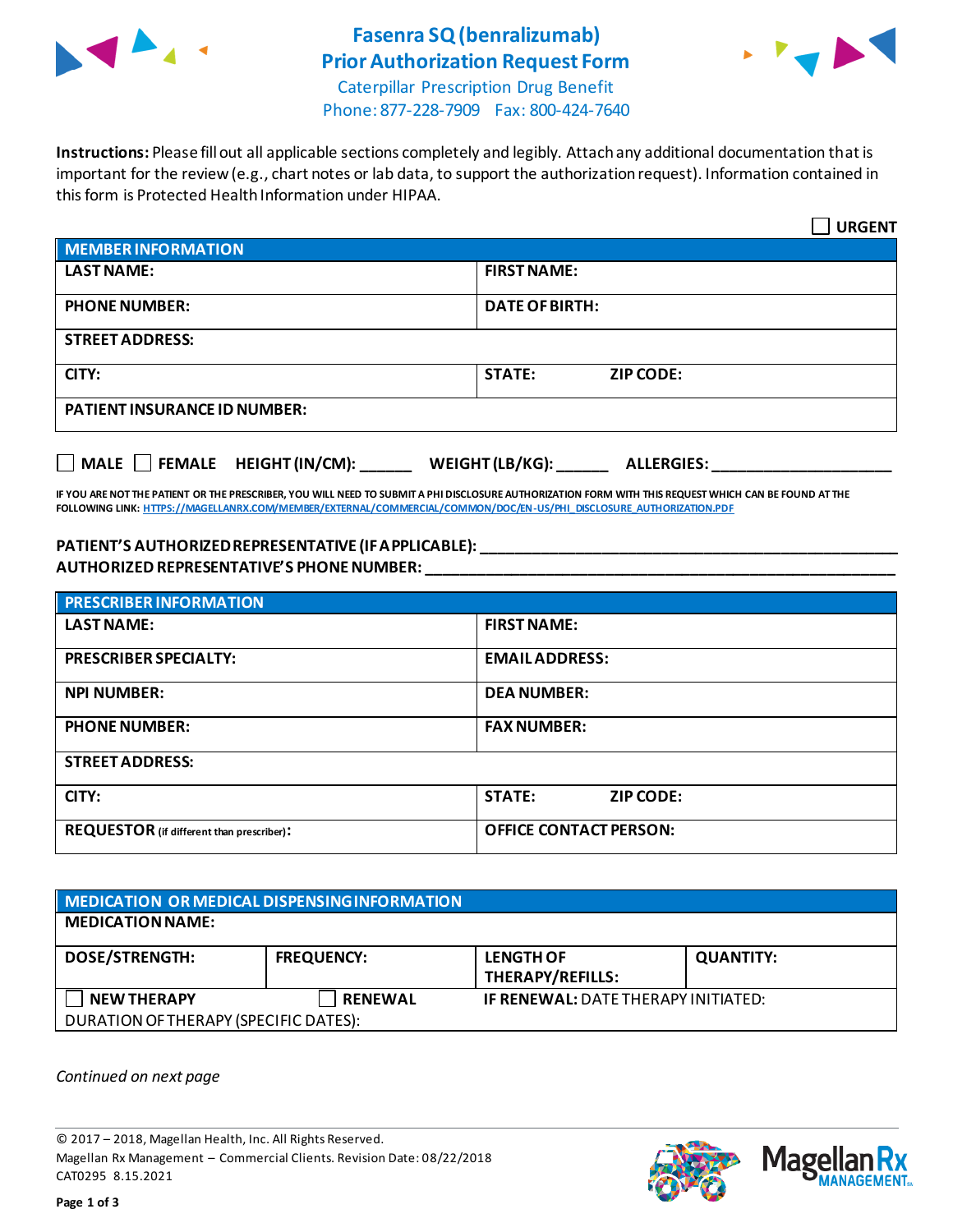# Fasenra SQ (benralizumab) Prior Authorization Request Form

Caterpillar Prescription Drug Benefit
Phone: 877-228-7909 Fax: 800-424-7640

**Instructions:** Please fill out all applicable sections completely and legibly. Attach any additional documentation that is important for the review (e.g., chart notes or lab data, to support the authorization request). Information contained in this form is Protected Health Information under HIPAA.

☐ **URGENT**

| MEMBER INFORMATION | | |
|---|---|---|
| **LAST NAME:** | **FIRST NAME:** | |
| **PHONE NUMBER:** | **DATE OF BIRTH:** | |
| **STREET ADDRESS:** | | |
| **CITY:** | **STATE:** | **ZIP CODE:** |
| **PATIENT INSURANCE ID NUMBER:** | | |

☐ **MALE** ☐ **FEMALE** **HEIGHT (IN/CM):** ______ **WEIGHT (LB/KG):** ______ **ALLERGIES:** ____________________

**IF YOU ARE NOT THE PATIENT OR THE PRESCRIBER, YOU WILL NEED TO SUBMIT A PHI DISCLOSURE AUTHORIZATION FORM WITH THIS REQUEST WHICH CAN BE FOUND AT THE FOLLOWING LINK: HTTPS://MAGELLANRX.COM/MEMBER/EXTERNAL/COMMERCIAL/COMMON/DOC/EN-US/PHI_DISCLOSURE_AUTHORIZATION.PDF**

**PATIENT'S AUTHORIZED REPRESENTATIVE (IF APPLICABLE):** ____________________________________________
**AUTHORIZED REPRESENTATIVE'S PHONE NUMBER:** ____________________________________________

| PRESCRIBER INFORMATION | | |
|---|---|---|
| **LAST NAME:** | **FIRST NAME:** | |
| **PRESCRIBER SPECIALTY:** | **EMAIL ADDRESS:** | |
| **NPI NUMBER:** | **DEA NUMBER:** | |
| **PHONE NUMBER:** | **FAX NUMBER:** | |
| **STREET ADDRESS:** | | |
| **CITY:** | **STATE:** | **ZIP CODE:** |
| **REQUESTOR** (if different than prescriber)**:** | **OFFICE CONTACT PERSON:** | |

| MEDICATION OR MEDICAL DISPENSING INFORMATION | | | |
|---|---|---|---|
| **MEDICATION NAME:** | | | |
| **DOSE/STRENGTH:** | **FREQUENCY:** | **LENGTH OF THERAPY/REFILLS:** | **QUANTITY:** |
| ☐ **NEW THERAPY** | ☐ **RENEWAL** | **IF RENEWAL:** DATE THERAPY INITIATED: | |
| DURATION OF THERAPY (SPECIFIC DATES): | | | |

*Continued on next page*

© 2017 – 2018, Magellan Health, Inc. All Rights Reserved.
Magellan Rx Management – Commercial Clients. Revision Date: 08/22/2018
CAT0295 8.15.2021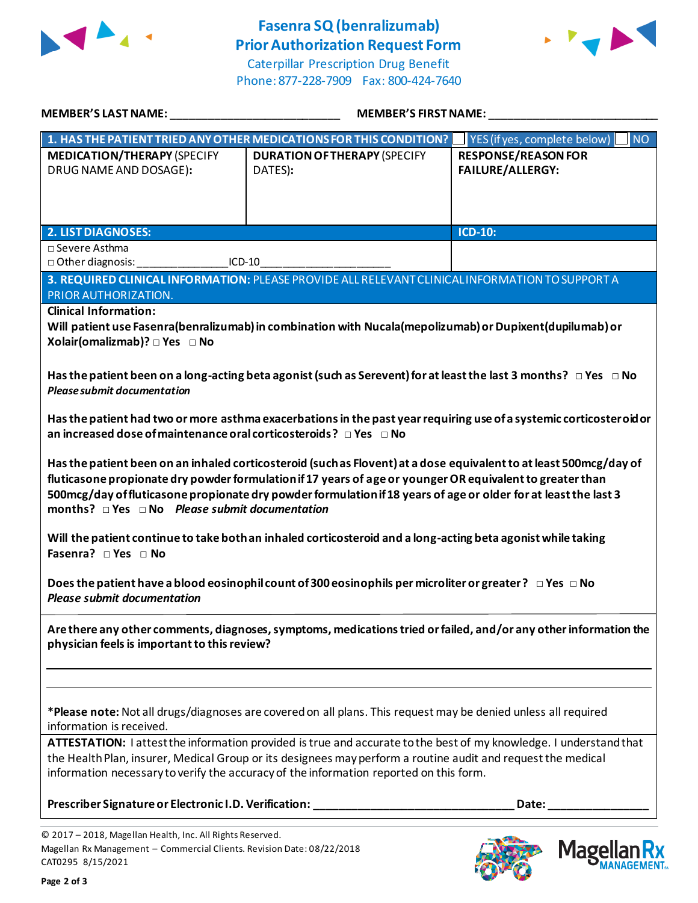# Fasenra SQ (benralizumab) Prior Authorization Request Form

Caterpillar Prescription Drug Benefit
Phone: 877-228-7909 Fax: 800-424-7640

**MEMBER'S LAST NAME:** ___________________________ **MEMBER'S FIRST NAME:** ___________________________

| 1. HAS THE PATIENT TRIED ANY OTHER MEDICATIONS FOR THIS CONDITION? | | ☐ YES (if yes, complete below) ☐ NO |
|---|---|---|
| **MEDICATION/THERAPY** (SPECIFY DRUG NAME AND DOSAGE): | **DURATION OF THERAPY** (SPECIFY DATES): | **RESPONSE/REASON FOR FAILURE/ALLERGY:** |
| | | |

| 2. LIST DIAGNOSES: | ICD-10: |
|---|---|
| □ Severe Asthma<br>□ Other diagnosis: _______________ICD-10_____________________ | |

**3. REQUIRED CLINICAL INFORMATION:** PLEASE PROVIDE ALL RELEVANT CLINICAL INFORMATION TO SUPPORT A PRIOR AUTHORIZATION.

**Clinical Information:**

**Will patient use Fasenra(benralizumab) in combination with Nucala(mepolizumab) or Dupixent(dupilumab) or Xolair(omalizmab)?** □ Yes □ No

**Has the patient been on a long-acting beta agonist (such as Serevent) for at least the last 3 months?** □ Yes □ No
***Please submit documentation***

**Has the patient had two or more asthma exacerbations in the past year requiring use of a systemic corticosteroid or an increased dose of maintenance oral corticosteroids?** □ Yes □ No

**Has the patient been on an inhaled corticosteroid (such as Flovent) at a dose equivalent to at least 500mcg/day of fluticasone propionate dry powder formulation if 17 years of age or younger OR equivalent to greater than 500mcg/day of fluticasone propionate dry powder formulation if 18 years of age or older for at least the last 3 months?** □ Yes □ No ***Please submit documentation***

**Will the patient continue to take both an inhaled corticosteroid and a long-acting beta agonist while taking Fasenra?** □ Yes □ No

**Does the patient have a blood eosinophil count of 300 eosinophils per microliter or greater?** □ Yes □ No
***Please submit documentation***

**Are there any other comments, diagnoses, symptoms, medications tried or failed, and/or any other information the physician feels is important to this review?**

_______________________________________________________________________________

_______________________________________________________________________________

***Please note:** Not all drugs/diagnoses are covered on all plans. This request may be denied unless all required information is received.

**ATTESTATION:** I attest the information provided is true and accurate to the best of my knowledge. I understand that the Health Plan, insurer, Medical Group or its designees may perform a routine audit and request the medical information necessary to verify the accuracy of the information reported on this form.

**Prescriber Signature or Electronic I.D. Verification:** _________________________________ **Date:** _________________

© 2017 – 2018, Magellan Health, Inc. All Rights Reserved.
Magellan Rx Management – Commercial Clients. Revision Date: 08/22/2018
CAT0295 8/15/2021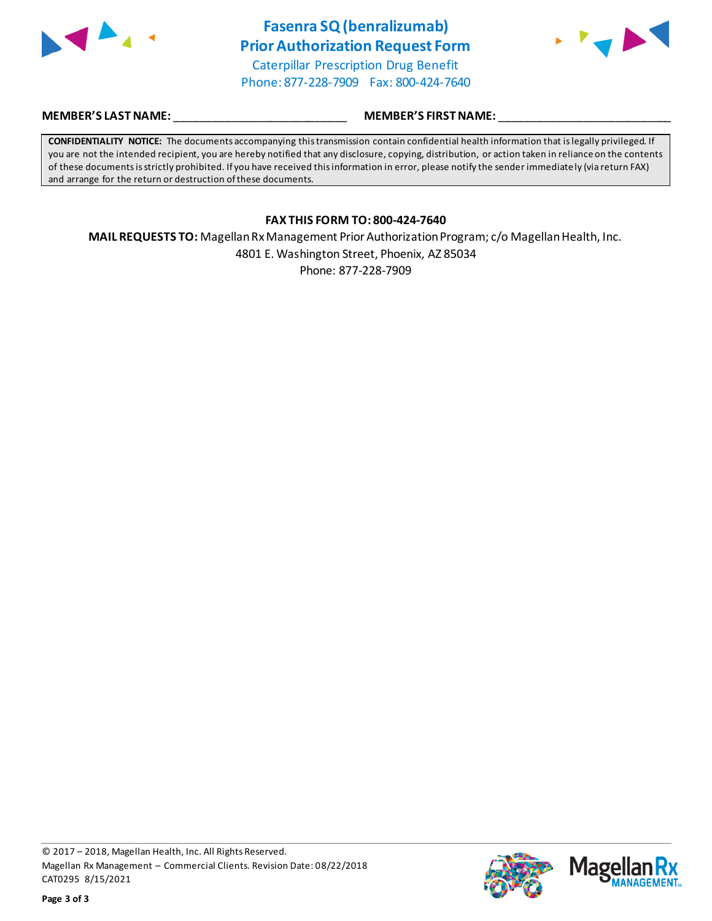# Fasenra SQ (benralizumab)
## Prior Authorization Request Form

Caterpillar Prescription Drug Benefit
Phone: 877-228-7909 Fax: 800-424-7640

**MEMBER'S LAST NAME:** ____________________________ **MEMBER'S FIRST NAME:** ____________________________

**CONFIDENTIALITY NOTICE:** The documents accompanying this transmission contain confidential health information that is legally privileged. If you are not the intended recipient, you are hereby notified that any disclosure, copying, distribution, or action taken in reliance on the contents of these documents is strictly prohibited. If you have received this information in error, please notify the sender immediately (via return FAX) and arrange for the return or destruction of these documents.

**FAX THIS FORM TO: 800-424-7640**

**MAIL REQUESTS TO:** Magellan Rx Management Prior Authorization Program; c/o Magellan Health, Inc.
4801 E. Washington Street, Phoenix, AZ 85034
Phone: 877-228-7909

© 2017 – 2018, Magellan Health, Inc. All Rights Reserved.
Magellan Rx Management – Commercial Clients. Revision Date: 08/22/2018
CAT0295 8/15/2021